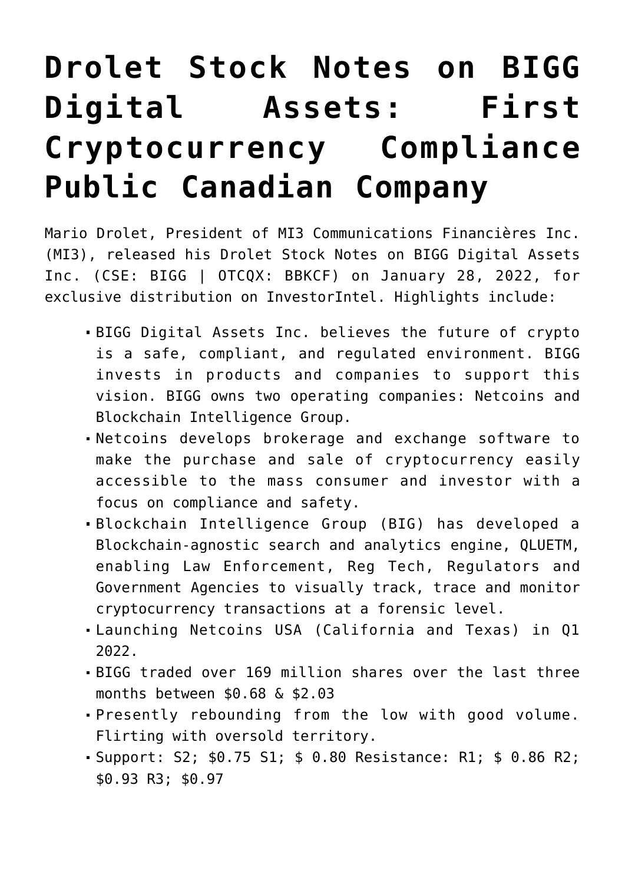# Drolet Stock Notes on BIGG Digital Assets: First Cryptocurrency Compliance Public Canadian Company

Mario Drolet, President of MI3 Communications Financières Inc. (MI3), released his Drolet Stock Notes on BIGG Digital Assets Inc. (CSE: BIGG | OTCQX: BBKCF) on January 28, 2022, for exclusive distribution on InvestorIntel. Highlights include:

- BIGG Digital Assets Inc. believes the future of crypto is a safe, compliant, and regulated environment. BIGG invests in products and companies to support this vision. BIGG owns two operating companies: Netcoins and Blockchain Intelligence Group.
- Netcoins develops brokerage and exchange software to make the purchase and sale of cryptocurrency easily accessible to the mass consumer and investor with a focus on compliance and safety.
- Blockchain Intelligence Group (BIG) has developed a Blockchain-agnostic search and analytics engine, QLUETM, enabling Law Enforcement, Reg Tech, Regulators and Government Agencies to visually track, trace and monitor cryptocurrency transactions at a forensic level.
- Launching Netcoins USA (California and Texas) in Q1 2022.
- BIGG traded over 169 million shares over the last three months between $0.68 & $2.03
- Presently rebounding from the low with good volume. Flirting with oversold territory.
- Support: S2; $0.75 S1; $ 0.80 Resistance: R1; $ 0.86 R2; $0.93 R3; $0.97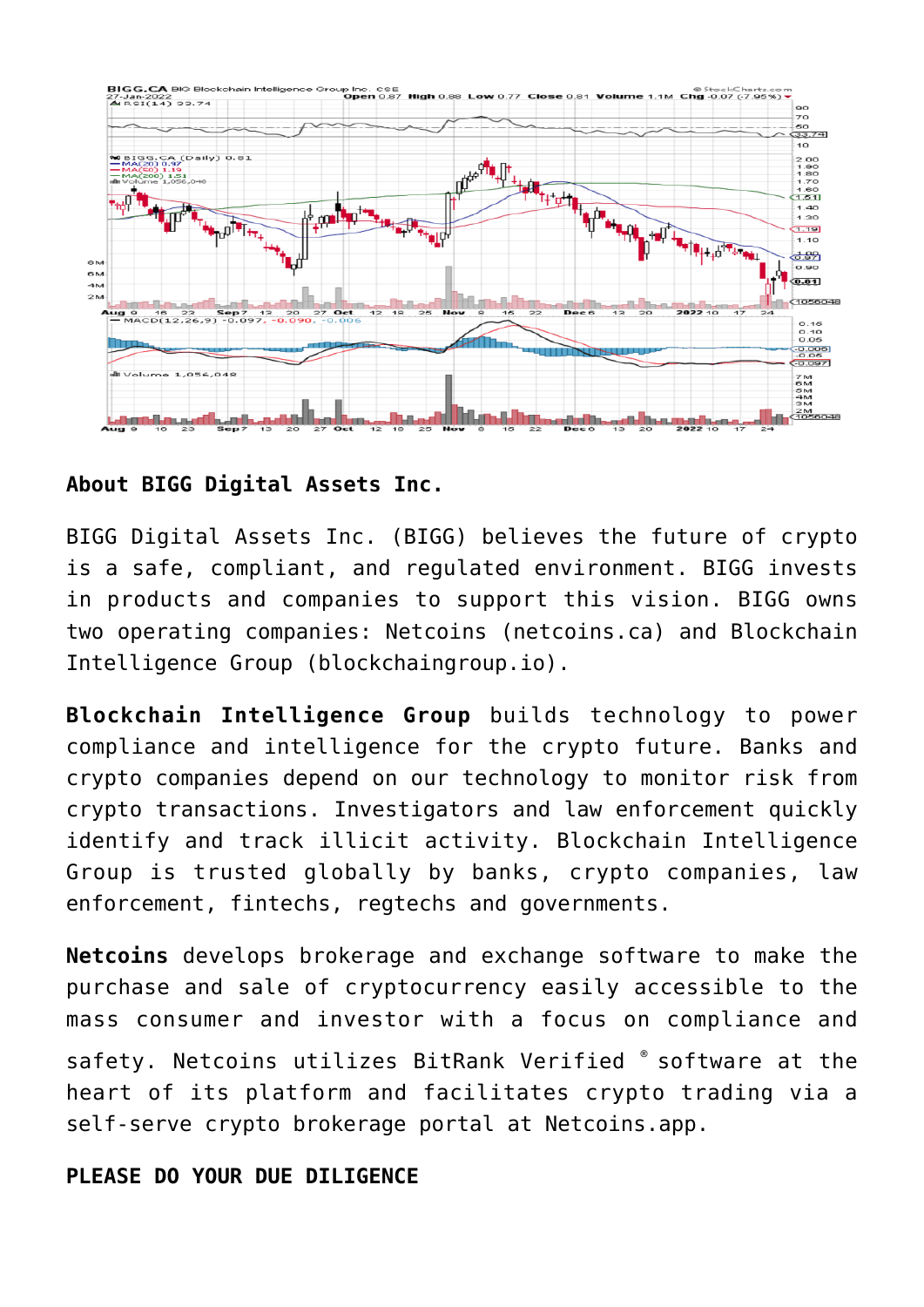## About BIGG Digital Assets Inc.

BIGG Digital Assets Inc. (BIGG) believes the future of crypto is a safe, compliant, and regulated environment. BIGG invests in products and companies to support this vision. BIGG owns two operating companies: Netcoins (netcoins.ca) and Blockchain Intelligence Group (blockchaingroup.io).

**Blockchain Intelligence Group** builds technology to power compliance and intelligence for the crypto future. Banks and crypto companies depend on our technology to monitor risk from crypto transactions. Investigators and law enforcement quickly identify and track illicit activity. Blockchain Intelligence Group is trusted globally by banks, crypto companies, law enforcement, fintechs, regtechs and governments.

**Netcoins** develops brokerage and exchange software to make the purchase and sale of cryptocurrency easily accessible to the mass consumer and investor with a focus on compliance and safety. Netcoins utilizes BitRank Verified ® software at the heart of its platform and facilitates crypto trading via a self-serve crypto brokerage portal at Netcoins.app.

**PLEASE DO YOUR DUE DILIGENCE**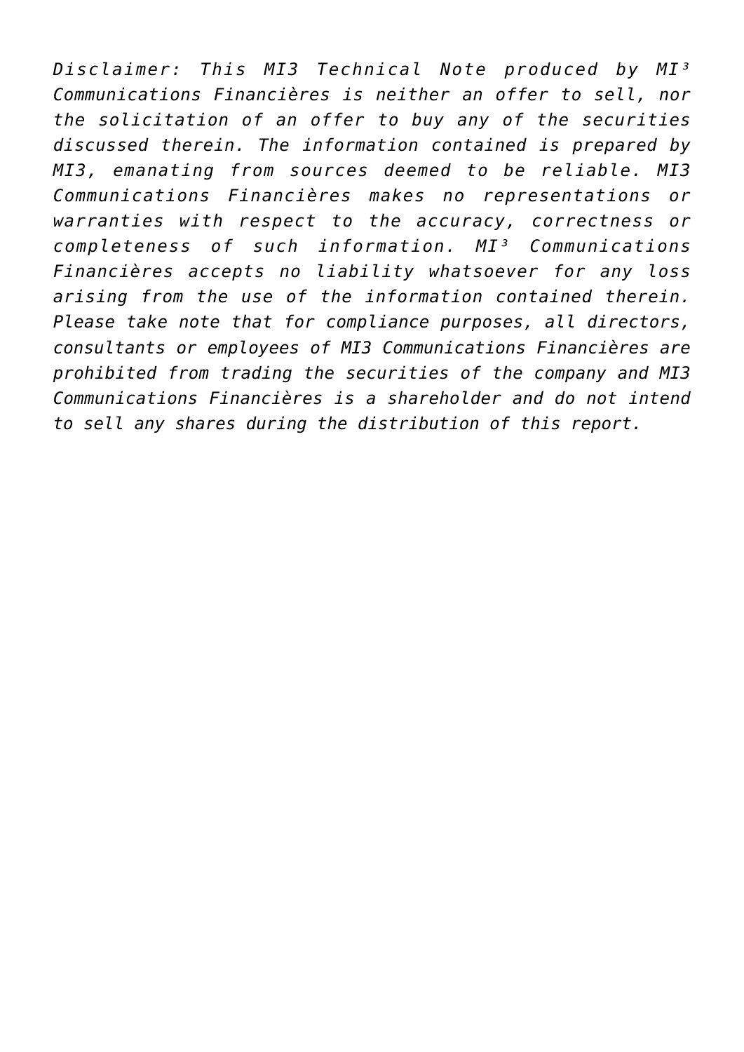*Disclaimer: This MI3 Technical Note produced by MI³ Communications Financières is neither an offer to sell, nor the solicitation of an offer to buy any of the securities discussed therein. The information contained is prepared by MI3, emanating from sources deemed to be reliable. MI3 Communications Financières makes no representations or warranties with respect to the accuracy, correctness or completeness of such information. MI³ Communications Financières accepts no liability whatsoever for any loss arising from the use of the information contained therein. Please take note that for compliance purposes, all directors, consultants or employees of MI3 Communications Financières are prohibited from trading the securities of the company and MI3 Communications Financières is a shareholder and do not intend to sell any shares during the distribution of this report.*